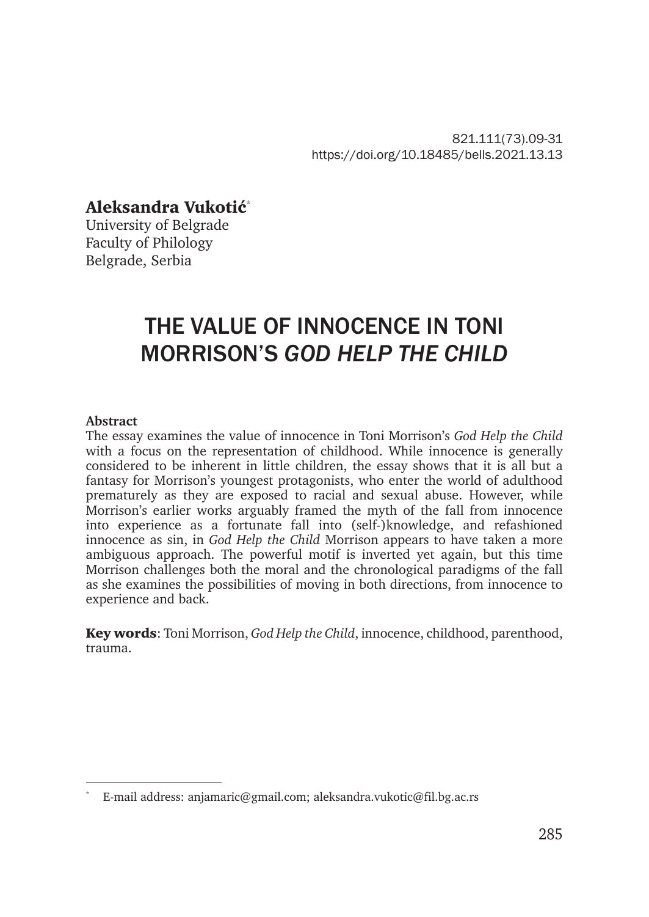821.111(73).09-31
https://doi.org/10.18485/bells.2021.13.13

**Aleksandra Vukotić**[*]
University of Belgrade
Faculty of Philology
Belgrade, Serbia

# THE VALUE OF INNOCENCE IN TONI MORRISON'S *GOD HELP THE CHILD*

**Abstract**

The essay examines the value of innocence in Toni Morrison's *God Help the Child* with a focus on the representation of childhood. While innocence is generally considered to be inherent in little children, the essay shows that it is all but a fantasy for Morrison's youngest protagonists, who enter the world of adulthood prematurely as they are exposed to racial and sexual abuse. However, while Morrison's earlier works arguably framed the myth of the fall from innocence into experience as a fortunate fall into (self-)knowledge, and refashioned innocence as sin, in *God Help the Child* Morrison appears to have taken a more ambiguous approach. The powerful motif is inverted yet again, but this time Morrison challenges both the moral and the chronological paradigms of the fall as she examines the possibilities of moving in both directions, from innocence to experience and back.

**Key words**: Toni Morrison, *God Help the Child*, innocence, childhood, parenthood, trauma.

---

[*] E-mail address: anjamaric@gmail.com; aleksandra.vukotic@fil.bg.ac.rs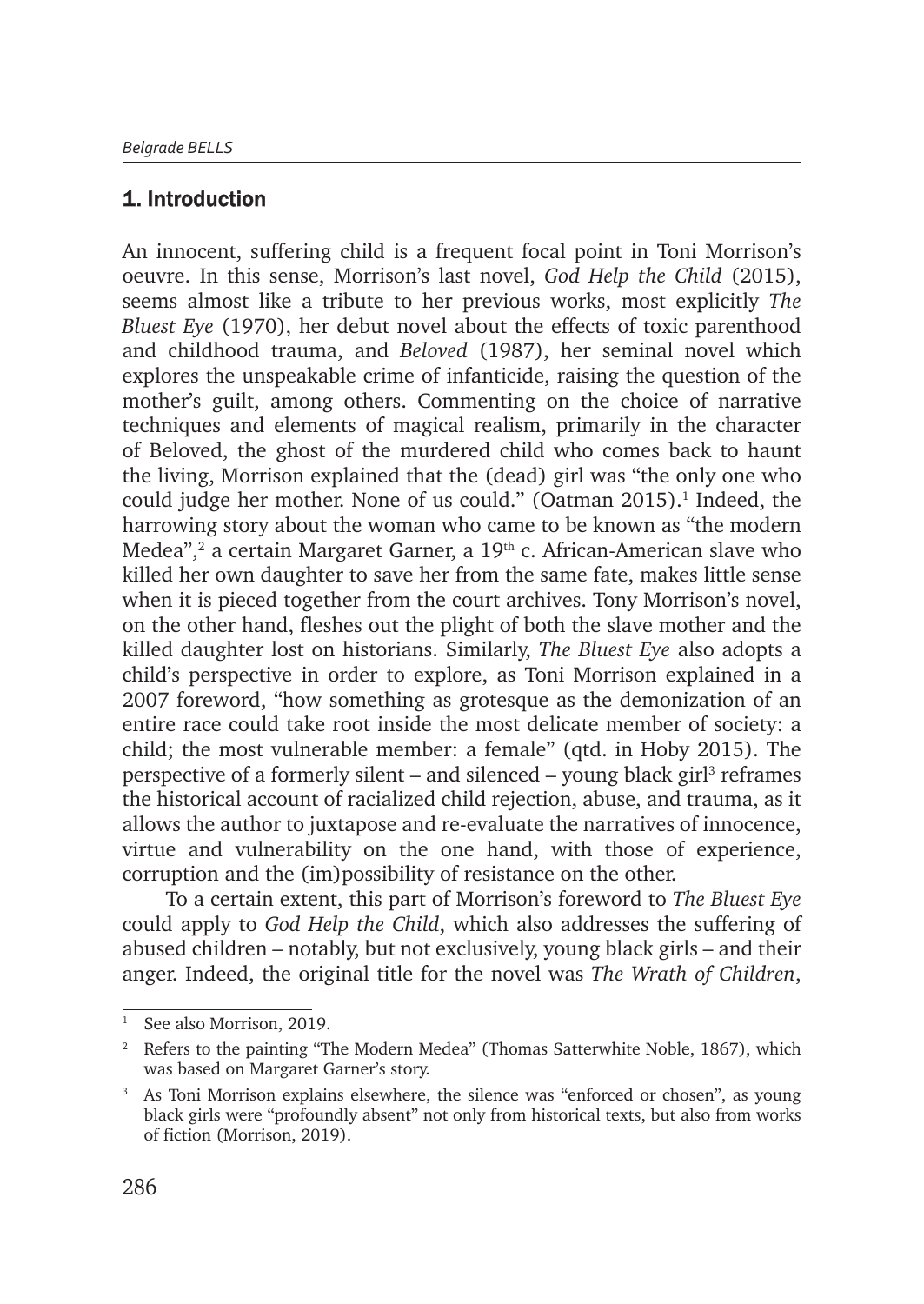## 1. Introduction

An innocent, suffering child is a frequent focal point in Toni Morrison's oeuvre. In this sense, Morrison's last novel, *God Help the Child* (2015), seems almost like a tribute to her previous works, most explicitly *The Bluest Eye* (1970), her debut novel about the effects of toxic parenthood and childhood trauma, and *Beloved* (1987), her seminal novel which explores the unspeakable crime of infanticide, raising the question of the mother's guilt, among others. Commenting on the choice of narrative techniques and elements of magical realism, primarily in the character of Beloved, the ghost of the murdered child who comes back to haunt the living, Morrison explained that the (dead) girl was "the only one who could judge her mother. None of us could." (Oatman 2015).[1] Indeed, the harrowing story about the woman who came to be known as "the modern Medea",[2] a certain Margaret Garner, a 19th c. African-American slave who killed her own daughter to save her from the same fate, makes little sense when it is pieced together from the court archives. Tony Morrison's novel, on the other hand, fleshes out the plight of both the slave mother and the killed daughter lost on historians. Similarly, *The Bluest Eye* also adopts a child's perspective in order to explore, as Toni Morrison explained in a 2007 foreword, "how something as grotesque as the demonization of an entire race could take root inside the most delicate member of society: a child; the most vulnerable member: a female" (qtd. in Hoby 2015). The perspective of a formerly silent – and silenced – young black girl[3] reframes the historical account of racialized child rejection, abuse, and trauma, as it allows the author to juxtapose and re-evaluate the narratives of innocence, virtue and vulnerability on the one hand, with those of experience, corruption and the (im)possibility of resistance on the other.

To a certain extent, this part of Morrison's foreword to *The Bluest Eye* could apply to *God Help the Child*, which also addresses the suffering of abused children – notably, but not exclusively, young black girls – and their anger. Indeed, the original title for the novel was *The Wrath of Children*,

---

[1] See also Morrison, 2019.

[2] Refers to the painting "The Modern Medea" (Thomas Satterwhite Noble, 1867), which was based on Margaret Garner's story.

[3] As Toni Morrison explains elsewhere, the silence was "enforced or chosen", as young black girls were "profoundly absent" not only from historical texts, but also from works of fiction (Morrison, 2019).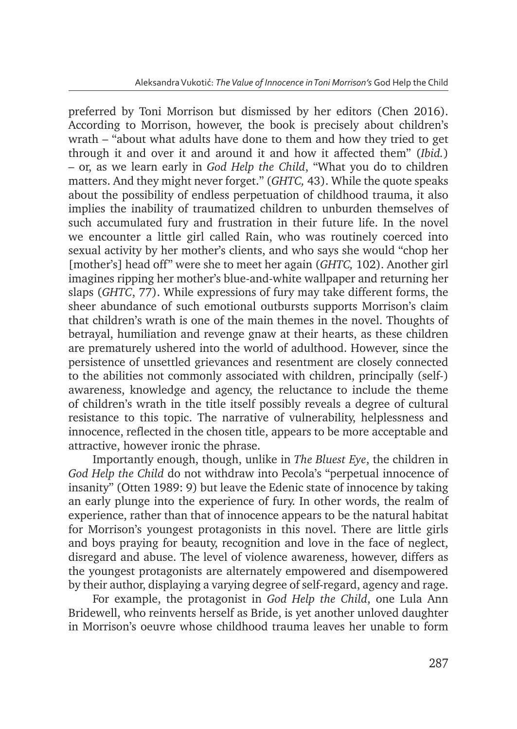preferred by Toni Morrison but dismissed by her editors (Chen 2016). According to Morrison, however, the book is precisely about children's wrath – "about what adults have done to them and how they tried to get through it and over it and around it and how it affected them" (*Ibid.*) – or, as we learn early in *God Help the Child*, "What you do to children matters. And they might never forget." (*GHTC,* 43). While the quote speaks about the possibility of endless perpetuation of childhood trauma, it also implies the inability of traumatized children to unburden themselves of such accumulated fury and frustration in their future life. In the novel we encounter a little girl called Rain, who was routinely coerced into sexual activity by her mother's clients, and who says she would "chop her [mother's] head off" were she to meet her again (*GHTC,* 102). Another girl imagines ripping her mother's blue-and-white wallpaper and returning her slaps (*GHTC*, 77). While expressions of fury may take different forms, the sheer abundance of such emotional outbursts supports Morrison's claim that children's wrath is one of the main themes in the novel. Thoughts of betrayal, humiliation and revenge gnaw at their hearts, as these children are prematurely ushered into the world of adulthood. However, since the persistence of unsettled grievances and resentment are closely connected to the abilities not commonly associated with children, principally (self-) awareness, knowledge and agency, the reluctance to include the theme of children's wrath in the title itself possibly reveals a degree of cultural resistance to this topic. The narrative of vulnerability, helplessness and innocence, reflected in the chosen title, appears to be more acceptable and attractive, however ironic the phrase.

Importantly enough, though, unlike in *The Bluest Eye*, the children in *God Help the Child* do not withdraw into Pecola's "perpetual innocence of insanity" (Otten 1989: 9) but leave the Edenic state of innocence by taking an early plunge into the experience of fury. In other words, the realm of experience, rather than that of innocence appears to be the natural habitat for Morrison's youngest protagonists in this novel. There are little girls and boys praying for beauty, recognition and love in the face of neglect, disregard and abuse. The level of violence awareness, however, differs as the youngest protagonists are alternately empowered and disempowered by their author, displaying a varying degree of self-regard, agency and rage.

For example, the protagonist in *God Help the Child*, one Lula Ann Bridewell, who reinvents herself as Bride, is yet another unloved daughter in Morrison's oeuvre whose childhood trauma leaves her unable to form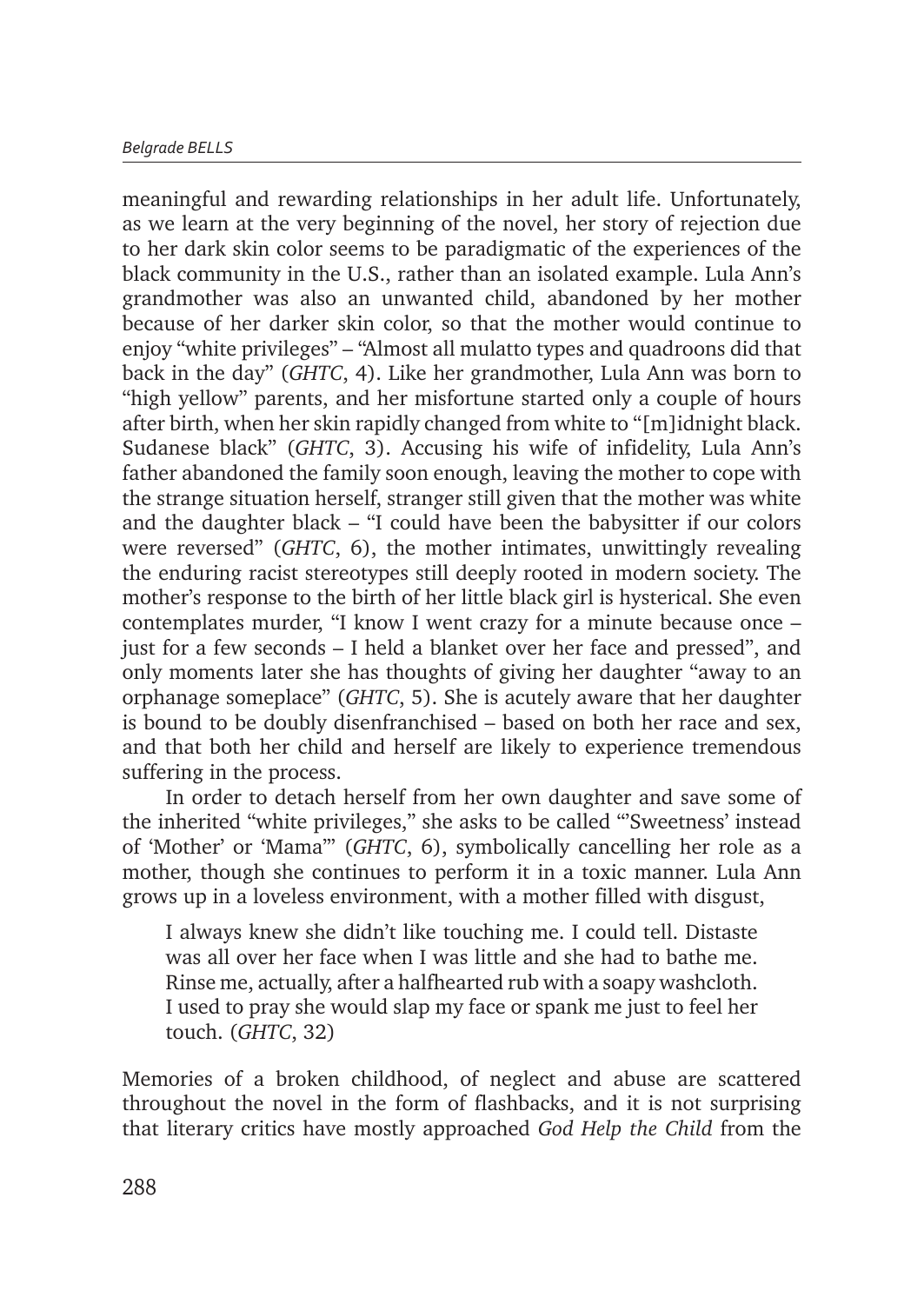meaningful and rewarding relationships in her adult life. Unfortunately, as we learn at the very beginning of the novel, her story of rejection due to her dark skin color seems to be paradigmatic of the experiences of the black community in the U.S., rather than an isolated example. Lula Ann's grandmother was also an unwanted child, abandoned by her mother because of her darker skin color, so that the mother would continue to enjoy "white privileges" – "Almost all mulatto types and quadroons did that back in the day" (*GHTC*, 4). Like her grandmother, Lula Ann was born to "high yellow" parents, and her misfortune started only a couple of hours after birth, when her skin rapidly changed from white to "[m]idnight black. Sudanese black" (*GHTC*, 3). Accusing his wife of infidelity, Lula Ann's father abandoned the family soon enough, leaving the mother to cope with the strange situation herself, stranger still given that the mother was white and the daughter black – "I could have been the babysitter if our colors were reversed" (*GHTC*, 6), the mother intimates, unwittingly revealing the enduring racist stereotypes still deeply rooted in modern society. The mother's response to the birth of her little black girl is hysterical. She even contemplates murder, "I know I went crazy for a minute because once – just for a few seconds – I held a blanket over her face and pressed", and only moments later she has thoughts of giving her daughter "away to an orphanage someplace" (*GHTC*, 5). She is acutely aware that her daughter is bound to be doubly disenfranchised – based on both her race and sex, and that both her child and herself are likely to experience tremendous suffering in the process.

In order to detach herself from her own daughter and save some of the inherited "white privileges," she asks to be called "'Sweetness' instead of 'Mother' or 'Mama'" (*GHTC*, 6), symbolically cancelling her role as a mother, though she continues to perform it in a toxic manner. Lula Ann grows up in a loveless environment, with a mother filled with disgust,

> I always knew she didn't like touching me. I could tell. Distaste was all over her face when I was little and she had to bathe me. Rinse me, actually, after a halfhearted rub with a soapy washcloth. I used to pray she would slap my face or spank me just to feel her touch. (*GHTC*, 32)

Memories of a broken childhood, of neglect and abuse are scattered throughout the novel in the form of flashbacks, and it is not surprising that literary critics have mostly approached *God Help the Child* from the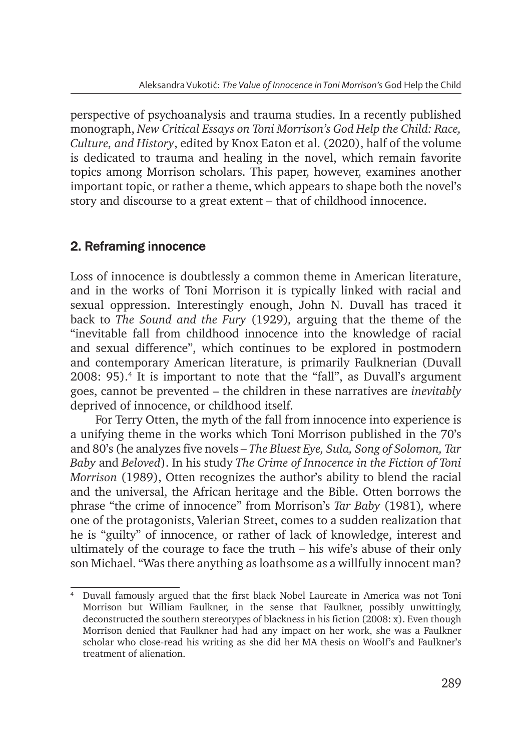perspective of psychoanalysis and trauma studies. In a recently published monograph, *New Critical Essays on Toni Morrison's God Help the Child: Race, Culture, and History*, edited by Knox Eaton et al. (2020), half of the volume is dedicated to trauma and healing in the novel, which remain favorite topics among Morrison scholars. This paper, however, examines another important topic, or rather a theme, which appears to shape both the novel's story and discourse to a great extent – that of childhood innocence.

## 2. Reframing innocence

Loss of innocence is doubtlessly a common theme in American literature, and in the works of Toni Morrison it is typically linked with racial and sexual oppression. Interestingly enough, John N. Duvall has traced it back to *The Sound and the Fury* (1929), arguing that the theme of the "inevitable fall from childhood innocence into the knowledge of racial and sexual difference", which continues to be explored in postmodern and contemporary American literature, is primarily Faulknerian (Duvall 2008: 95).[4] It is important to note that the "fall", as Duvall's argument goes, cannot be prevented – the children in these narratives are *inevitably* deprived of innocence, or childhood itself.

For Terry Otten, the myth of the fall from innocence into experience is a unifying theme in the works which Toni Morrison published in the 70's and 80's (he analyzes five novels – *The Bluest Eye, Sula, Song of Solomon, Tar Baby* and *Beloved*). In his study *The Crime of Innocence in the Fiction of Toni Morrison* (1989), Otten recognizes the author's ability to blend the racial and the universal, the African heritage and the Bible. Otten borrows the phrase "the crime of innocence" from Morrison's *Tar Baby* (1981), where one of the protagonists, Valerian Street, comes to a sudden realization that he is "guilty" of innocence, or rather of lack of knowledge, interest and ultimately of the courage to face the truth – his wife's abuse of their only son Michael. "Was there anything as loathsome as a willfully innocent man?

[4] Duvall famously argued that the first black Nobel Laureate in America was not Toni Morrison but William Faulkner, in the sense that Faulkner, possibly unwittingly, deconstructed the southern stereotypes of blackness in his fiction (2008: x). Even though Morrison denied that Faulkner had had any impact on her work, she was a Faulkner scholar who close-read his writing as she did her MA thesis on Woolf's and Faulkner's treatment of alienation.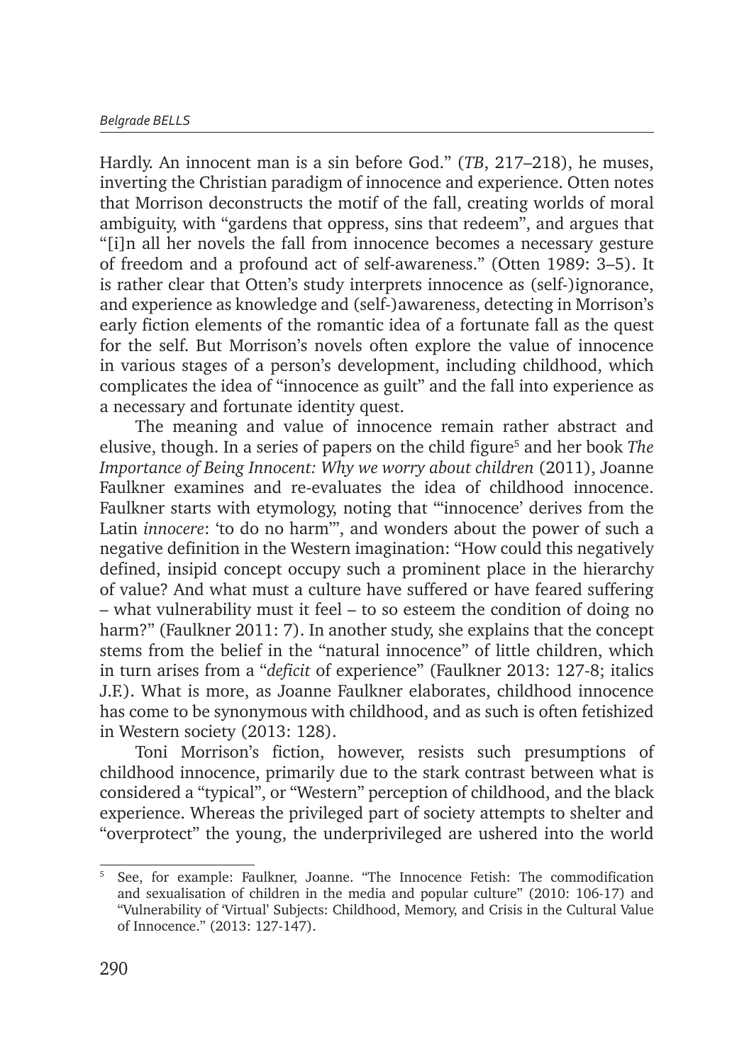Hardly. An innocent man is a sin before God." (*TB*, 217–218), he muses, inverting the Christian paradigm of innocence and experience. Otten notes that Morrison deconstructs the motif of the fall, creating worlds of moral ambiguity, with "gardens that oppress, sins that redeem", and argues that "[i]n all her novels the fall from innocence becomes a necessary gesture of freedom and a profound act of self-awareness." (Otten 1989: 3–5). It is rather clear that Otten's study interprets innocence as (self-)ignorance, and experience as knowledge and (self-)awareness, detecting in Morrison's early fiction elements of the romantic idea of a fortunate fall as the quest for the self. But Morrison's novels often explore the value of innocence in various stages of a person's development, including childhood, which complicates the idea of "innocence as guilt" and the fall into experience as a necessary and fortunate identity quest.

The meaning and value of innocence remain rather abstract and elusive, though. In a series of papers on the child figure[5] and her book *The Importance of Being Innocent: Why we worry about children* (2011), Joanne Faulkner examines and re-evaluates the idea of childhood innocence. Faulkner starts with etymology, noting that "'innocence' derives from the Latin *innocere*: 'to do no harm'", and wonders about the power of such a negative definition in the Western imagination: "How could this negatively defined, insipid concept occupy such a prominent place in the hierarchy of value? And what must a culture have suffered or have feared suffering – what vulnerability must it feel – to so esteem the condition of doing no harm?" (Faulkner 2011: 7). In another study, she explains that the concept stems from the belief in the "natural innocence" of little children, which in turn arises from a "*deficit* of experience" (Faulkner 2013: 127-8; italics J.F.). What is more, as Joanne Faulkner elaborates, childhood innocence has come to be synonymous with childhood, and as such is often fetishized in Western society (2013: 128).

Toni Morrison's fiction, however, resists such presumptions of childhood innocence, primarily due to the stark contrast between what is considered a "typical", or "Western" perception of childhood, and the black experience. Whereas the privileged part of society attempts to shelter and "overprotect" the young, the underprivileged are ushered into the world

[5] See, for example: Faulkner, Joanne. "The Innocence Fetish: The commodification and sexualisation of children in the media and popular culture" (2010: 106-17) and "Vulnerability of 'Virtual' Subjects: Childhood, Memory, and Crisis in the Cultural Value of Innocence." (2013: 127-147).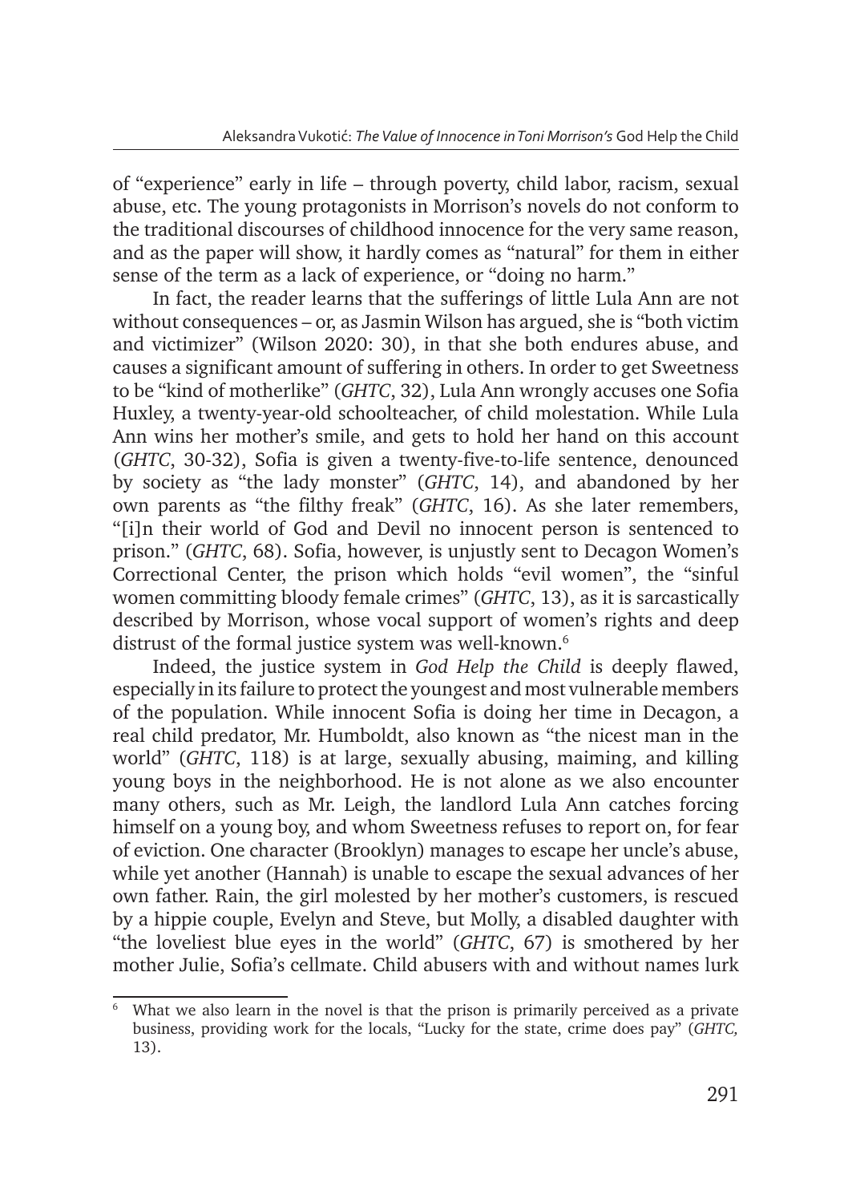of "experience" early in life – through poverty, child labor, racism, sexual abuse, etc. The young protagonists in Morrison's novels do not conform to the traditional discourses of childhood innocence for the very same reason, and as the paper will show, it hardly comes as "natural" for them in either sense of the term as a lack of experience, or "doing no harm."

In fact, the reader learns that the sufferings of little Lula Ann are not without consequences – or, as Jasmin Wilson has argued, she is "both victim and victimizer" (Wilson 2020: 30), in that she both endures abuse, and causes a significant amount of suffering in others. In order to get Sweetness to be "kind of motherlike" (*GHTC*, 32), Lula Ann wrongly accuses one Sofia Huxley, a twenty-year-old schoolteacher, of child molestation. While Lula Ann wins her mother's smile, and gets to hold her hand on this account (*GHTC*, 30-32), Sofia is given a twenty-five-to-life sentence, denounced by society as "the lady monster" (*GHTC*, 14), and abandoned by her own parents as "the filthy freak" (*GHTC*, 16). As she later remembers, "[i]n their world of God and Devil no innocent person is sentenced to prison." (*GHTC*, 68). Sofia, however, is unjustly sent to Decagon Women's Correctional Center, the prison which holds "evil women", the "sinful women committing bloody female crimes" (*GHTC*, 13), as it is sarcastically described by Morrison, whose vocal support of women's rights and deep distrust of the formal justice system was well-known.[6]

Indeed, the justice system in *God Help the Child* is deeply flawed, especially in its failure to protect the youngest and most vulnerable members of the population. While innocent Sofia is doing her time in Decagon, a real child predator, Mr. Humboldt, also known as "the nicest man in the world" (*GHTC*, 118) is at large, sexually abusing, maiming, and killing young boys in the neighborhood. He is not alone as we also encounter many others, such as Mr. Leigh, the landlord Lula Ann catches forcing himself on a young boy, and whom Sweetness refuses to report on, for fear of eviction. One character (Brooklyn) manages to escape her uncle's abuse, while yet another (Hannah) is unable to escape the sexual advances of her own father. Rain, the girl molested by her mother's customers, is rescued by a hippie couple, Evelyn and Steve, but Molly, a disabled daughter with "the loveliest blue eyes in the world" (*GHTC*, 67) is smothered by her mother Julie, Sofia's cellmate. Child abusers with and without names lurk

---

[6] What we also learn in the novel is that the prison is primarily perceived as a private business, providing work for the locals, "Lucky for the state, crime does pay" (*GHTC,* 13).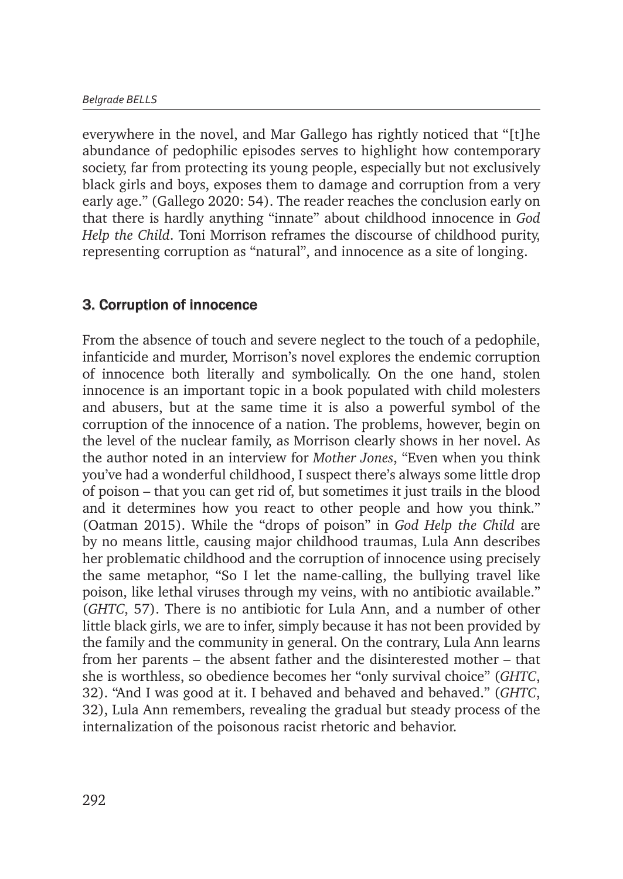everywhere in the novel, and Mar Gallego has rightly noticed that "[t]he abundance of pedophilic episodes serves to highlight how contemporary society, far from protecting its young people, especially but not exclusively black girls and boys, exposes them to damage and corruption from a very early age." (Gallego 2020: 54). The reader reaches the conclusion early on that there is hardly anything "innate" about childhood innocence in *God Help the Child*. Toni Morrison reframes the discourse of childhood purity, representing corruption as "natural", and innocence as a site of longing.

## 3. Corruption of innocence

From the absence of touch and severe neglect to the touch of a pedophile, infanticide and murder, Morrison's novel explores the endemic corruption of innocence both literally and symbolically. On the one hand, stolen innocence is an important topic in a book populated with child molesters and abusers, but at the same time it is also a powerful symbol of the corruption of the innocence of a nation. The problems, however, begin on the level of the nuclear family, as Morrison clearly shows in her novel. As the author noted in an interview for *Mother Jones*, "Even when you think you've had a wonderful childhood, I suspect there's always some little drop of poison – that you can get rid of, but sometimes it just trails in the blood and it determines how you react to other people and how you think." (Oatman 2015). While the "drops of poison" in *God Help the Child* are by no means little, causing major childhood traumas, Lula Ann describes her problematic childhood and the corruption of innocence using precisely the same metaphor, "So I let the name-calling, the bullying travel like poison, like lethal viruses through my veins, with no antibiotic available." (*GHTC*, 57). There is no antibiotic for Lula Ann, and a number of other little black girls, we are to infer, simply because it has not been provided by the family and the community in general. On the contrary, Lula Ann learns from her parents – the absent father and the disinterested mother – that she is worthless, so obedience becomes her "only survival choice" (*GHTC*, 32). "And I was good at it. I behaved and behaved and behaved." (*GHTC*, 32), Lula Ann remembers, revealing the gradual but steady process of the internalization of the poisonous racist rhetoric and behavior.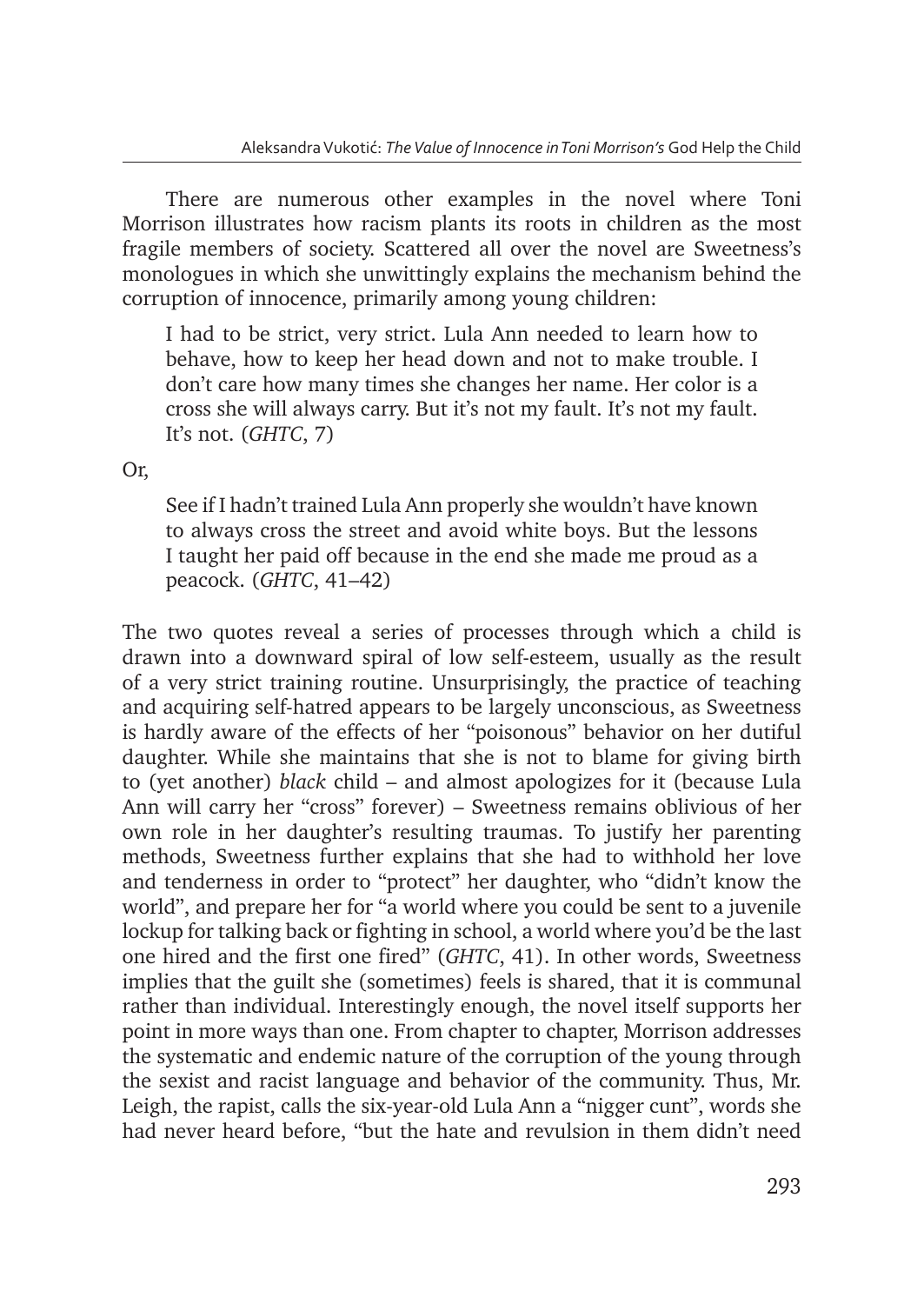There are numerous other examples in the novel where Toni Morrison illustrates how racism plants its roots in children as the most fragile members of society. Scattered all over the novel are Sweetness's monologues in which she unwittingly explains the mechanism behind the corruption of innocence, primarily among young children:

> I had to be strict, very strict. Lula Ann needed to learn how to behave, how to keep her head down and not to make trouble. I don't care how many times she changes her name. Her color is a cross she will always carry. But it's not my fault. It's not my fault. It's not. (*GHTC*, 7)

Or,

> See if I hadn't trained Lula Ann properly she wouldn't have known to always cross the street and avoid white boys. But the lessons I taught her paid off because in the end she made me proud as a peacock. (*GHTC*, 41–42)

The two quotes reveal a series of processes through which a child is drawn into a downward spiral of low self-esteem, usually as the result of a very strict training routine. Unsurprisingly, the practice of teaching and acquiring self-hatred appears to be largely unconscious, as Sweetness is hardly aware of the effects of her "poisonous" behavior on her dutiful daughter. While she maintains that she is not to blame for giving birth to (yet another) *black* child – and almost apologizes for it (because Lula Ann will carry her "cross" forever) – Sweetness remains oblivious of her own role in her daughter's resulting traumas. To justify her parenting methods, Sweetness further explains that she had to withhold her love and tenderness in order to "protect" her daughter, who "didn't know the world", and prepare her for "a world where you could be sent to a juvenile lockup for talking back or fighting in school, a world where you'd be the last one hired and the first one fired" (*GHTC*, 41). In other words, Sweetness implies that the guilt she (sometimes) feels is shared, that it is communal rather than individual. Interestingly enough, the novel itself supports her point in more ways than one. From chapter to chapter, Morrison addresses the systematic and endemic nature of the corruption of the young through the sexist and racist language and behavior of the community. Thus, Mr. Leigh, the rapist, calls the six-year-old Lula Ann a "nigger cunt", words she had never heard before, "but the hate and revulsion in them didn't need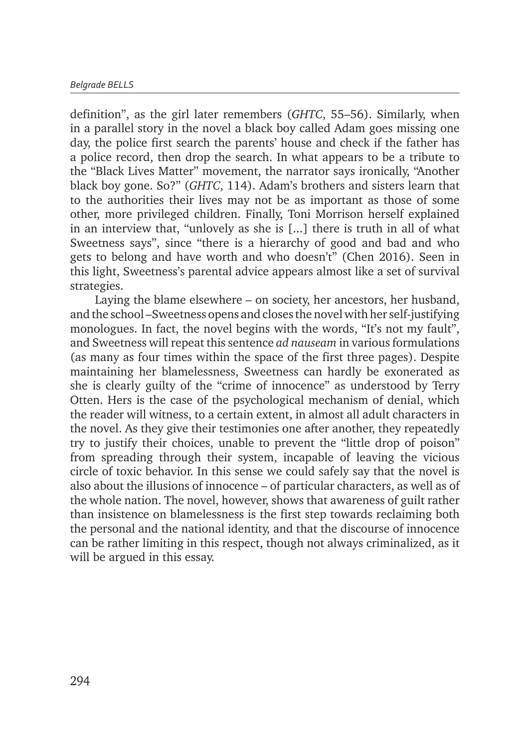definition", as the girl later remembers (*GHTC*, 55–56). Similarly, when in a parallel story in the novel a black boy called Adam goes missing one day, the police first search the parents' house and check if the father has a police record, then drop the search. In what appears to be a tribute to the "Black Lives Matter" movement, the narrator says ironically, "Another black boy gone. So?" (*GHTC*, 114). Adam's brothers and sisters learn that to the authorities their lives may not be as important as those of some other, more privileged children. Finally, Toni Morrison herself explained in an interview that, "unlovely as she is [...] there is truth in all of what Sweetness says", since "there is a hierarchy of good and bad and who gets to belong and have worth and who doesn't" (Chen 2016). Seen in this light, Sweetness's parental advice appears almost like a set of survival strategies.

Laying the blame elsewhere – on society, her ancestors, her husband, and the school –Sweetness opens and closes the novel with her self-justifying monologues. In fact, the novel begins with the words, "It's not my fault", and Sweetness will repeat this sentence *ad nauseam* in various formulations (as many as four times within the space of the first three pages). Despite maintaining her blamelessness, Sweetness can hardly be exonerated as she is clearly guilty of the "crime of innocence" as understood by Terry Otten. Hers is the case of the psychological mechanism of denial, which the reader will witness, to a certain extent, in almost all adult characters in the novel. As they give their testimonies one after another, they repeatedly try to justify their choices, unable to prevent the "little drop of poison" from spreading through their system, incapable of leaving the vicious circle of toxic behavior. In this sense we could safely say that the novel is also about the illusions of innocence – of particular characters, as well as of the whole nation. The novel, however, shows that awareness of guilt rather than insistence on blamelessness is the first step towards reclaiming both the personal and the national identity, and that the discourse of innocence can be rather limiting in this respect, though not always criminalized, as it will be argued in this essay.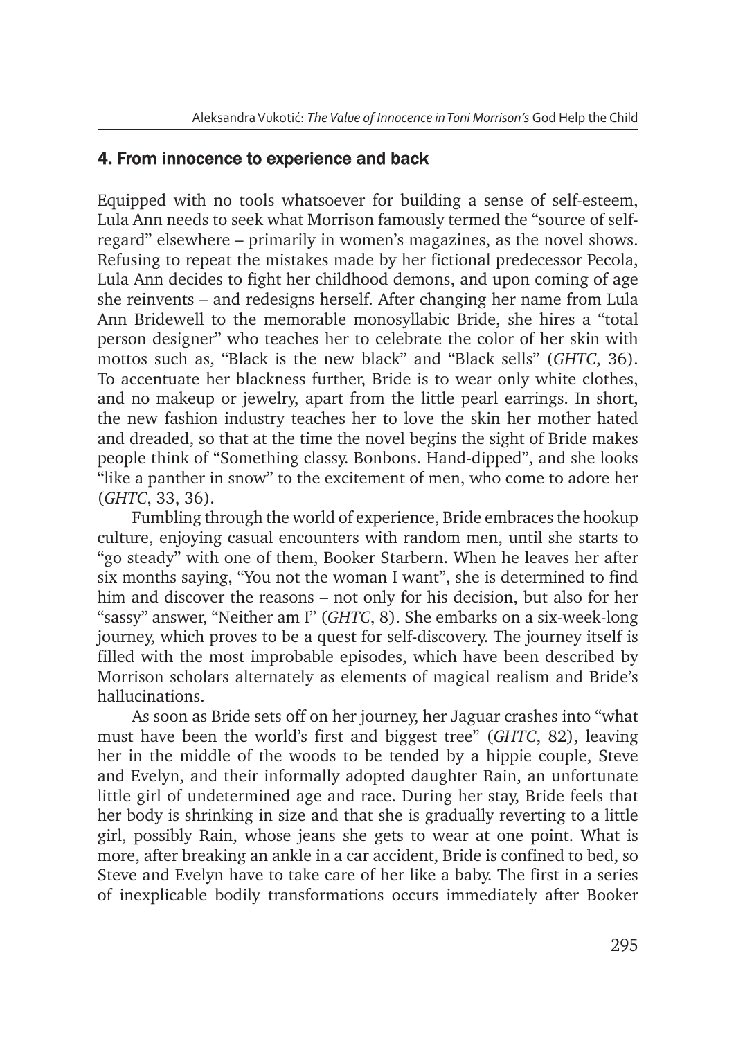## 4. From innocence to experience and back

Equipped with no tools whatsoever for building a sense of self-esteem, Lula Ann needs to seek what Morrison famously termed the "source of self-regard" elsewhere – primarily in women's magazines, as the novel shows. Refusing to repeat the mistakes made by her fictional predecessor Pecola, Lula Ann decides to fight her childhood demons, and upon coming of age she reinvents – and redesigns herself. After changing her name from Lula Ann Bridewell to the memorable monosyllabic Bride, she hires a "total person designer" who teaches her to celebrate the color of her skin with mottos such as, "Black is the new black" and "Black sells" (*GHTC*, 36). To accentuate her blackness further, Bride is to wear only white clothes, and no makeup or jewelry, apart from the little pearl earrings. In short, the new fashion industry teaches her to love the skin her mother hated and dreaded, so that at the time the novel begins the sight of Bride makes people think of "Something classy. Bonbons. Hand-dipped", and she looks "like a panther in snow" to the excitement of men, who come to adore her (*GHTC*, 33, 36).

Fumbling through the world of experience, Bride embraces the hookup culture, enjoying casual encounters with random men, until she starts to "go steady" with one of them, Booker Starbern. When he leaves her after six months saying, "You not the woman I want", she is determined to find him and discover the reasons – not only for his decision, but also for her "sassy" answer, "Neither am I" (*GHTC*, 8). She embarks on a six-week-long journey, which proves to be a quest for self-discovery. The journey itself is filled with the most improbable episodes, which have been described by Morrison scholars alternately as elements of magical realism and Bride's hallucinations.

As soon as Bride sets off on her journey, her Jaguar crashes into "what must have been the world's first and biggest tree" (*GHTC*, 82), leaving her in the middle of the woods to be tended by a hippie couple, Steve and Evelyn, and their informally adopted daughter Rain, an unfortunate little girl of undetermined age and race. During her stay, Bride feels that her body is shrinking in size and that she is gradually reverting to a little girl, possibly Rain, whose jeans she gets to wear at one point. What is more, after breaking an ankle in a car accident, Bride is confined to bed, so Steve and Evelyn have to take care of her like a baby. The first in a series of inexplicable bodily transformations occurs immediately after Booker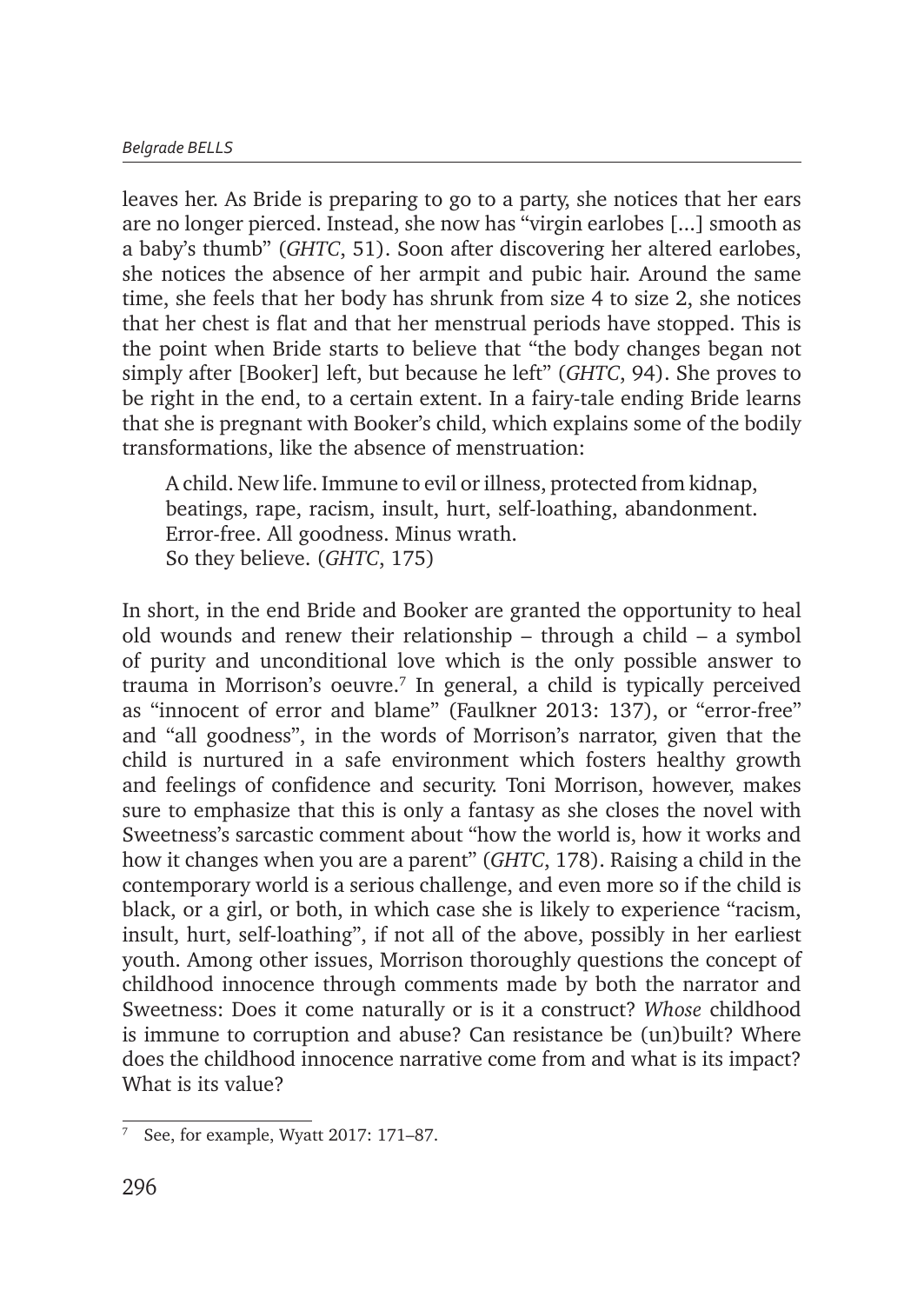leaves her. As Bride is preparing to go to a party, she notices that her ears are no longer pierced. Instead, she now has "virgin earlobes [...] smooth as a baby's thumb" (*GHTC*, 51). Soon after discovering her altered earlobes, she notices the absence of her armpit and pubic hair. Around the same time, she feels that her body has shrunk from size 4 to size 2, she notices that her chest is flat and that her menstrual periods have stopped. This is the point when Bride starts to believe that "the body changes began not simply after [Booker] left, but because he left" (*GHTC*, 94). She proves to be right in the end, to a certain extent. In a fairy-tale ending Bride learns that she is pregnant with Booker's child, which explains some of the bodily transformations, like the absence of menstruation:

> A child. New life. Immune to evil or illness, protected from kidnap, beatings, rape, racism, insult, hurt, self-loathing, abandonment. Error-free. All goodness. Minus wrath.
> So they believe. (*GHTC*, 175)

In short, in the end Bride and Booker are granted the opportunity to heal old wounds and renew their relationship – through a child – a symbol of purity and unconditional love which is the only possible answer to trauma in Morrison's oeuvre.[7] In general, a child is typically perceived as "innocent of error and blame" (Faulkner 2013: 137), or "error-free" and "all goodness", in the words of Morrison's narrator, given that the child is nurtured in a safe environment which fosters healthy growth and feelings of confidence and security. Toni Morrison, however, makes sure to emphasize that this is only a fantasy as she closes the novel with Sweetness's sarcastic comment about "how the world is, how it works and how it changes when you are a parent" (*GHTC*, 178). Raising a child in the contemporary world is a serious challenge, and even more so if the child is black, or a girl, or both, in which case she is likely to experience "racism, insult, hurt, self-loathing", if not all of the above, possibly in her earliest youth. Among other issues, Morrison thoroughly questions the concept of childhood innocence through comments made by both the narrator and Sweetness: Does it come naturally or is it a construct? *Whose* childhood is immune to corruption and abuse? Can resistance be (un)built? Where does the childhood innocence narrative come from and what is its impact? What is its value?

---

[7] See, for example, Wyatt 2017: 171–87.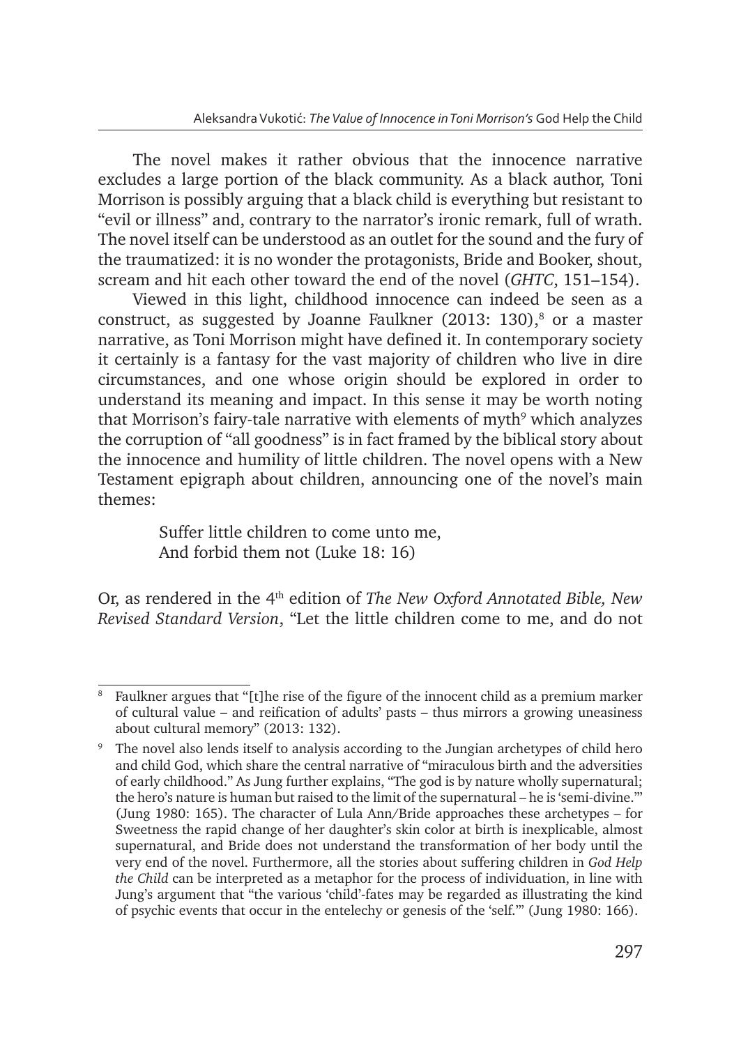The novel makes it rather obvious that the innocence narrative excludes a large portion of the black community. As a black author, Toni Morrison is possibly arguing that a black child is everything but resistant to "evil or illness" and, contrary to the narrator's ironic remark, full of wrath. The novel itself can be understood as an outlet for the sound and the fury of the traumatized: it is no wonder the protagonists, Bride and Booker, shout, scream and hit each other toward the end of the novel (*GHTC*, 151–154).

Viewed in this light, childhood innocence can indeed be seen as a construct, as suggested by Joanne Faulkner (2013: 130),[8] or a master narrative, as Toni Morrison might have defined it. In contemporary society it certainly is a fantasy for the vast majority of children who live in dire circumstances, and one whose origin should be explored in order to understand its meaning and impact. In this sense it may be worth noting that Morrison's fairy-tale narrative with elements of myth[9] which analyzes the corruption of "all goodness" is in fact framed by the biblical story about the innocence and humility of little children. The novel opens with a New Testament epigraph about children, announcing one of the novel's main themes:

> Suffer little children to come unto me,
> And forbid them not (Luke 18: 16)

Or, as rendered in the 4th edition of *The New Oxford Annotated Bible, New Revised Standard Version*, "Let the little children come to me, and do not

---

[8] Faulkner argues that "[t]he rise of the figure of the innocent child as a premium marker of cultural value – and reification of adults' pasts – thus mirrors a growing uneasiness about cultural memory" (2013: 132).

[9] The novel also lends itself to analysis according to the Jungian archetypes of child hero and child God, which share the central narrative of "miraculous birth and the adversities of early childhood." As Jung further explains, "The god is by nature wholly supernatural; the hero's nature is human but raised to the limit of the supernatural – he is 'semi-divine.'" (Jung 1980: 165). The character of Lula Ann/Bride approaches these archetypes – for Sweetness the rapid change of her daughter's skin color at birth is inexplicable, almost supernatural, and Bride does not understand the transformation of her body until the very end of the novel. Furthermore, all the stories about suffering children in *God Help the Child* can be interpreted as a metaphor for the process of individuation, in line with Jung's argument that "the various 'child'-fates may be regarded as illustrating the kind of psychic events that occur in the entelechy or genesis of the 'self.'" (Jung 1980: 166).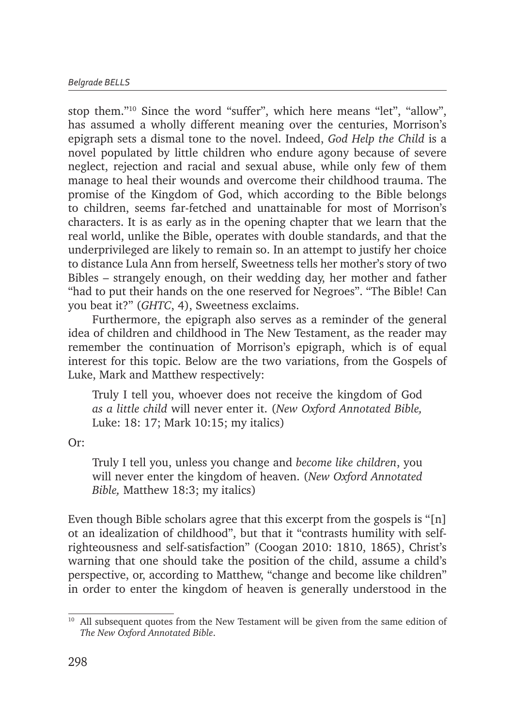stop them."[10] Since the word "suffer", which here means "let", "allow", has assumed a wholly different meaning over the centuries, Morrison's epigraph sets a dismal tone to the novel. Indeed, *God Help the Child* is a novel populated by little children who endure agony because of severe neglect, rejection and racial and sexual abuse, while only few of them manage to heal their wounds and overcome their childhood trauma. The promise of the Kingdom of God, which according to the Bible belongs to children, seems far-fetched and unattainable for most of Morrison's characters. It is as early as in the opening chapter that we learn that the real world, unlike the Bible, operates with double standards, and that the underprivileged are likely to remain so. In an attempt to justify her choice to distance Lula Ann from herself, Sweetness tells her mother's story of two Bibles – strangely enough, on their wedding day, her mother and father "had to put their hands on the one reserved for Negroes". "The Bible! Can you beat it?" (*GHTC*, 4), Sweetness exclaims.

Furthermore, the epigraph also serves as a reminder of the general idea of children and childhood in The New Testament, as the reader may remember the continuation of Morrison's epigraph, which is of equal interest for this topic. Below are the two variations, from the Gospels of Luke, Mark and Matthew respectively:

> Truly I tell you, whoever does not receive the kingdom of God *as a little child* will never enter it. (*New Oxford Annotated Bible,* Luke: 18: 17; Mark 10:15; my italics)

Or:

> Truly I tell you, unless you change and *become like children*, you will never enter the kingdom of heaven. (*New Oxford Annotated Bible,* Matthew 18:3; my italics)

Even though Bible scholars agree that this excerpt from the gospels is "[n]ot an idealization of childhood", but that it "contrasts humility with self-righteousness and self-satisfaction" (Coogan 2010: 1810, 1865), Christ's warning that one should take the position of the child, assume a child's perspective, or, according to Matthew, "change and become like children" in order to enter the kingdom of heaven is generally understood in the

[10] All subsequent quotes from the New Testament will be given from the same edition of *The New Oxford Annotated Bible*.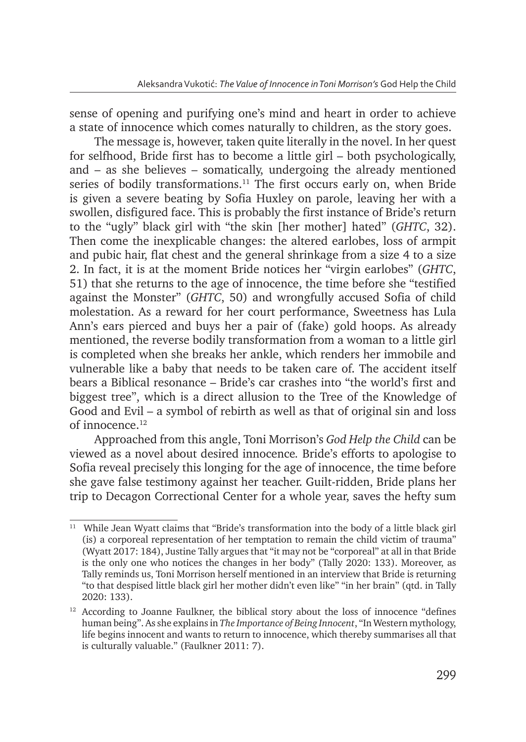sense of opening and purifying one's mind and heart in order to achieve a state of innocence which comes naturally to children, as the story goes.

The message is, however, taken quite literally in the novel. In her quest for selfhood, Bride first has to become a little girl – both psychologically, and – as she believes – somatically, undergoing the already mentioned series of bodily transformations.[11] The first occurs early on, when Bride is given a severe beating by Sofia Huxley on parole, leaving her with a swollen, disfigured face. This is probably the first instance of Bride's return to the "ugly" black girl with "the skin [her mother] hated" (*GHTC*, 32). Then come the inexplicable changes: the altered earlobes, loss of armpit and pubic hair, flat chest and the general shrinkage from a size 4 to a size 2. In fact, it is at the moment Bride notices her "virgin earlobes" (*GHTC*, 51) that she returns to the age of innocence, the time before she "testified against the Monster" (*GHTC*, 50) and wrongfully accused Sofia of child molestation. As a reward for her court performance, Sweetness has Lula Ann's ears pierced and buys her a pair of (fake) gold hoops. As already mentioned, the reverse bodily transformation from a woman to a little girl is completed when she breaks her ankle, which renders her immobile and vulnerable like a baby that needs to be taken care of. The accident itself bears a Biblical resonance – Bride's car crashes into "the world's first and biggest tree", which is a direct allusion to the Tree of the Knowledge of Good and Evil – a symbol of rebirth as well as that of original sin and loss of innocence.[12]

Approached from this angle, Toni Morrison's *God Help the Child* can be viewed as a novel about desired innocence. Bride's efforts to apologise to Sofia reveal precisely this longing for the age of innocence, the time before she gave false testimony against her teacher. Guilt-ridden, Bride plans her trip to Decagon Correctional Center for a whole year, saves the hefty sum

---

[11] While Jean Wyatt claims that "Bride's transformation into the body of a little black girl (is) a corporeal representation of her temptation to remain the child victim of trauma" (Wyatt 2017: 184), Justine Tally argues that "it may not be "corporeal" at all in that Bride is the only one who notices the changes in her body" (Tally 2020: 133). Moreover, as Tally reminds us, Toni Morrison herself mentioned in an interview that Bride is returning "to that despised little black girl her mother didn't even like" "in her brain" (qtd. in Tally 2020: 133).

[12] According to Joanne Faulkner, the biblical story about the loss of innocence "defines human being". As she explains in *The Importance of Being Innocent*, "In Western mythology, life begins innocent and wants to return to innocence, which thereby summarises all that is culturally valuable." (Faulkner 2011: 7).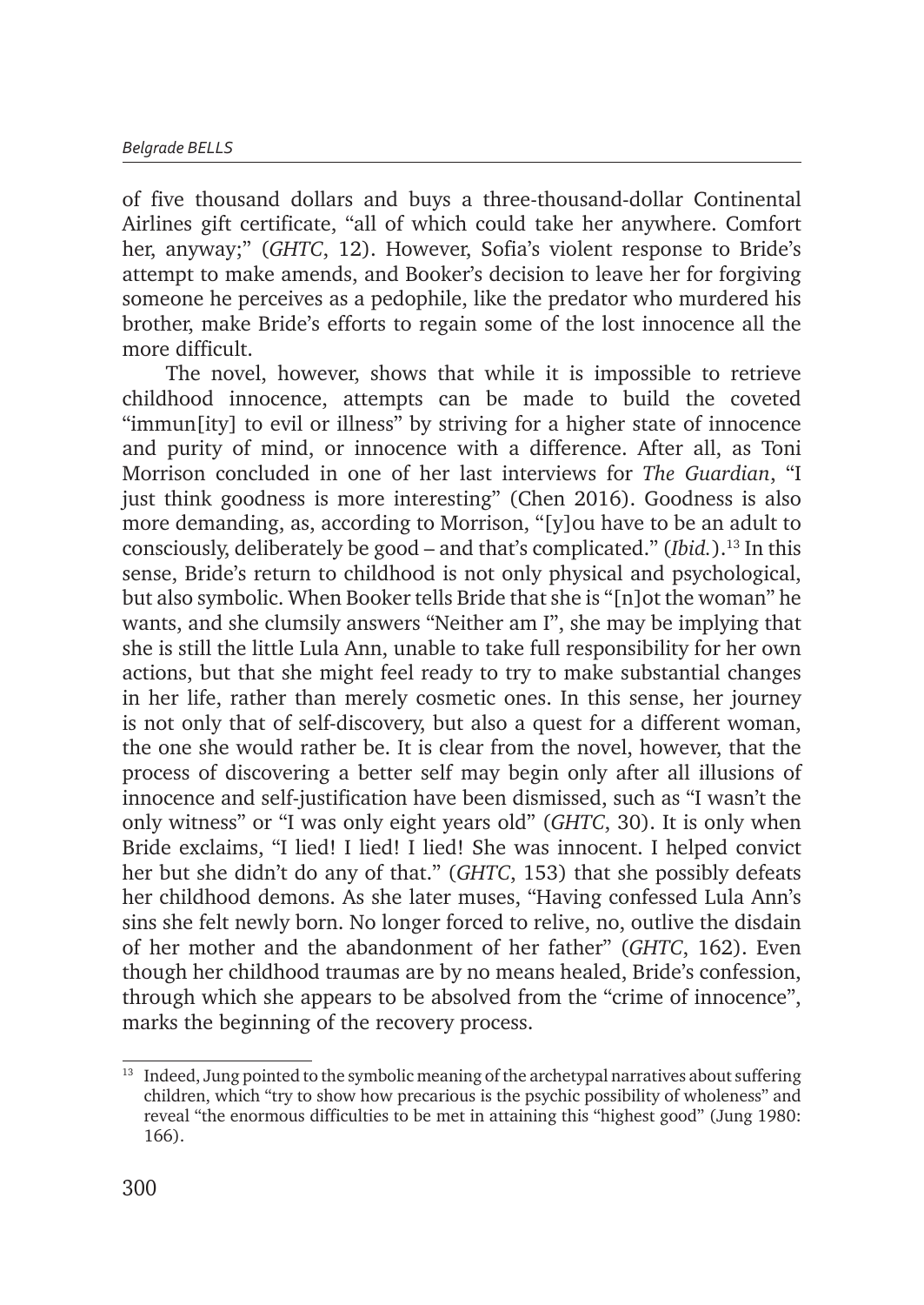of five thousand dollars and buys a three-thousand-dollar Continental Airlines gift certificate, "all of which could take her anywhere. Comfort her, anyway;" (*GHTC*, 12). However, Sofia's violent response to Bride's attempt to make amends, and Booker's decision to leave her for forgiving someone he perceives as a pedophile, like the predator who murdered his brother, make Bride's efforts to regain some of the lost innocence all the more difficult.

The novel, however, shows that while it is impossible to retrieve childhood innocence, attempts can be made to build the coveted "immun[ity] to evil or illness" by striving for a higher state of innocence and purity of mind, or innocence with a difference. After all, as Toni Morrison concluded in one of her last interviews for *The Guardian*, "I just think goodness is more interesting" (Chen 2016). Goodness is also more demanding, as, according to Morrison, "[y]ou have to be an adult to consciously, deliberately be good – and that's complicated." (*Ibid.*).[13] In this sense, Bride's return to childhood is not only physical and psychological, but also symbolic. When Booker tells Bride that she is "[n]ot the woman" he wants, and she clumsily answers "Neither am I", she may be implying that she is still the little Lula Ann, unable to take full responsibility for her own actions, but that she might feel ready to try to make substantial changes in her life, rather than merely cosmetic ones. In this sense, her journey is not only that of self-discovery, but also a quest for a different woman, the one she would rather be. It is clear from the novel, however, that the process of discovering a better self may begin only after all illusions of innocence and self-justification have been dismissed, such as "I wasn't the only witness" or "I was only eight years old" (*GHTC*, 30). It is only when Bride exclaims, "I lied! I lied! I lied! She was innocent. I helped convict her but she didn't do any of that." (*GHTC*, 153) that she possibly defeats her childhood demons. As she later muses, "Having confessed Lula Ann's sins she felt newly born. No longer forced to relive, no, outlive the disdain of her mother and the abandonment of her father" (*GHTC*, 162). Even though her childhood traumas are by no means healed, Bride's confession, through which she appears to be absolved from the "crime of innocence", marks the beginning of the recovery process.

---

[13] Indeed, Jung pointed to the symbolic meaning of the archetypal narratives about suffering children, which "try to show how precarious is the psychic possibility of wholeness" and reveal "the enormous difficulties to be met in attaining this "highest good" (Jung 1980: 166).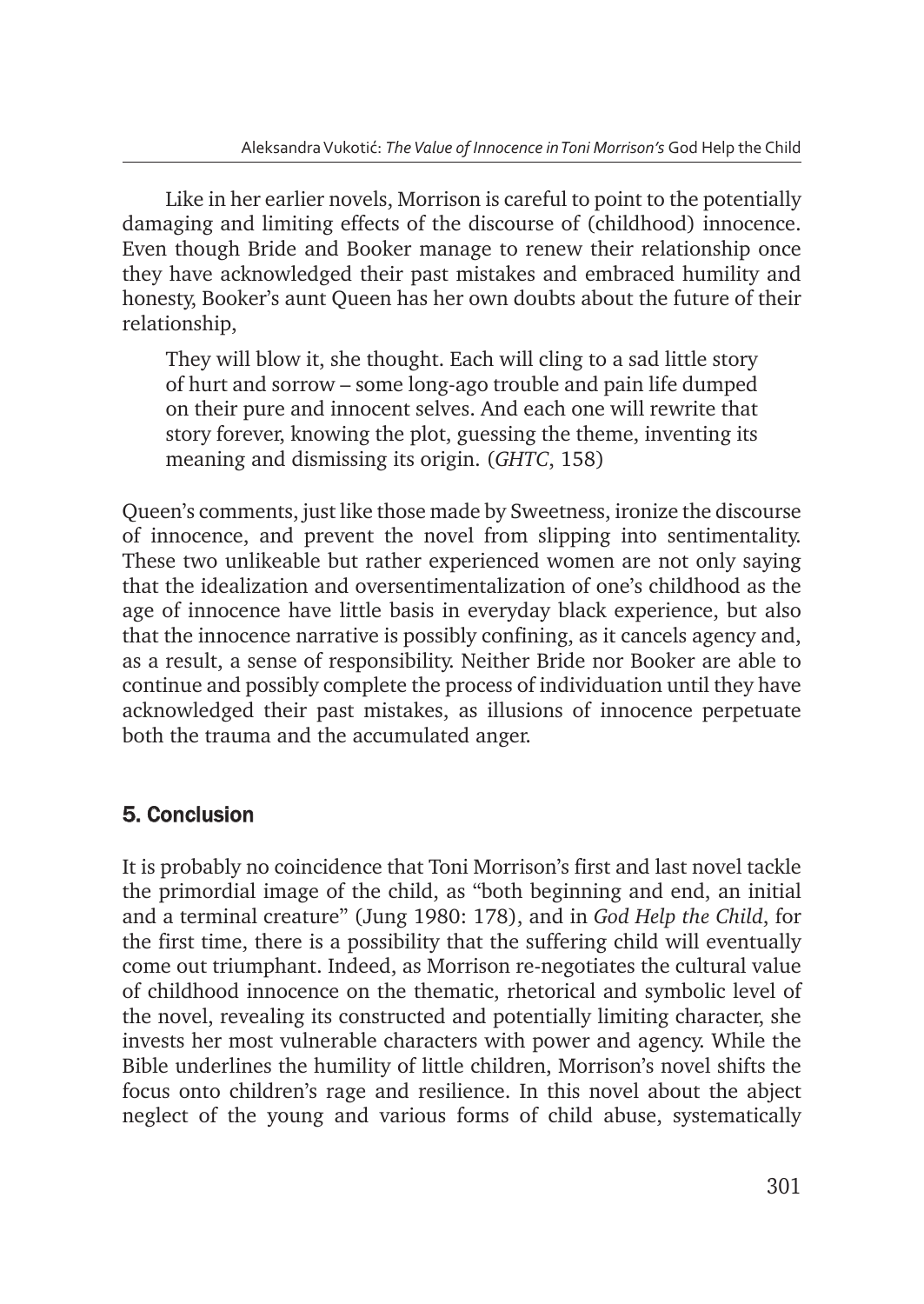Like in her earlier novels, Morrison is careful to point to the potentially damaging and limiting effects of the discourse of (childhood) innocence. Even though Bride and Booker manage to renew their relationship once they have acknowledged their past mistakes and embraced humility and honesty, Booker's aunt Queen has her own doubts about the future of their relationship,

> They will blow it, she thought. Each will cling to a sad little story of hurt and sorrow – some long-ago trouble and pain life dumped on their pure and innocent selves. And each one will rewrite that story forever, knowing the plot, guessing the theme, inventing its meaning and dismissing its origin. (*GHTC*, 158)

Queen's comments, just like those made by Sweetness, ironize the discourse of innocence, and prevent the novel from slipping into sentimentality. These two unlikeable but rather experienced women are not only saying that the idealization and oversentimentalization of one's childhood as the age of innocence have little basis in everyday black experience, but also that the innocence narrative is possibly confining, as it cancels agency and, as a result, a sense of responsibility. Neither Bride nor Booker are able to continue and possibly complete the process of individuation until they have acknowledged their past mistakes, as illusions of innocence perpetuate both the trauma and the accumulated anger.

## 5. Conclusion

It is probably no coincidence that Toni Morrison's first and last novel tackle the primordial image of the child, as "both beginning and end, an initial and a terminal creature" (Jung 1980: 178), and in *God Help the Child*, for the first time, there is a possibility that the suffering child will eventually come out triumphant. Indeed, as Morrison re-negotiates the cultural value of childhood innocence on the thematic, rhetorical and symbolic level of the novel, revealing its constructed and potentially limiting character, she invests her most vulnerable characters with power and agency. While the Bible underlines the humility of little children, Morrison's novel shifts the focus onto children's rage and resilience. In this novel about the abject neglect of the young and various forms of child abuse, systematically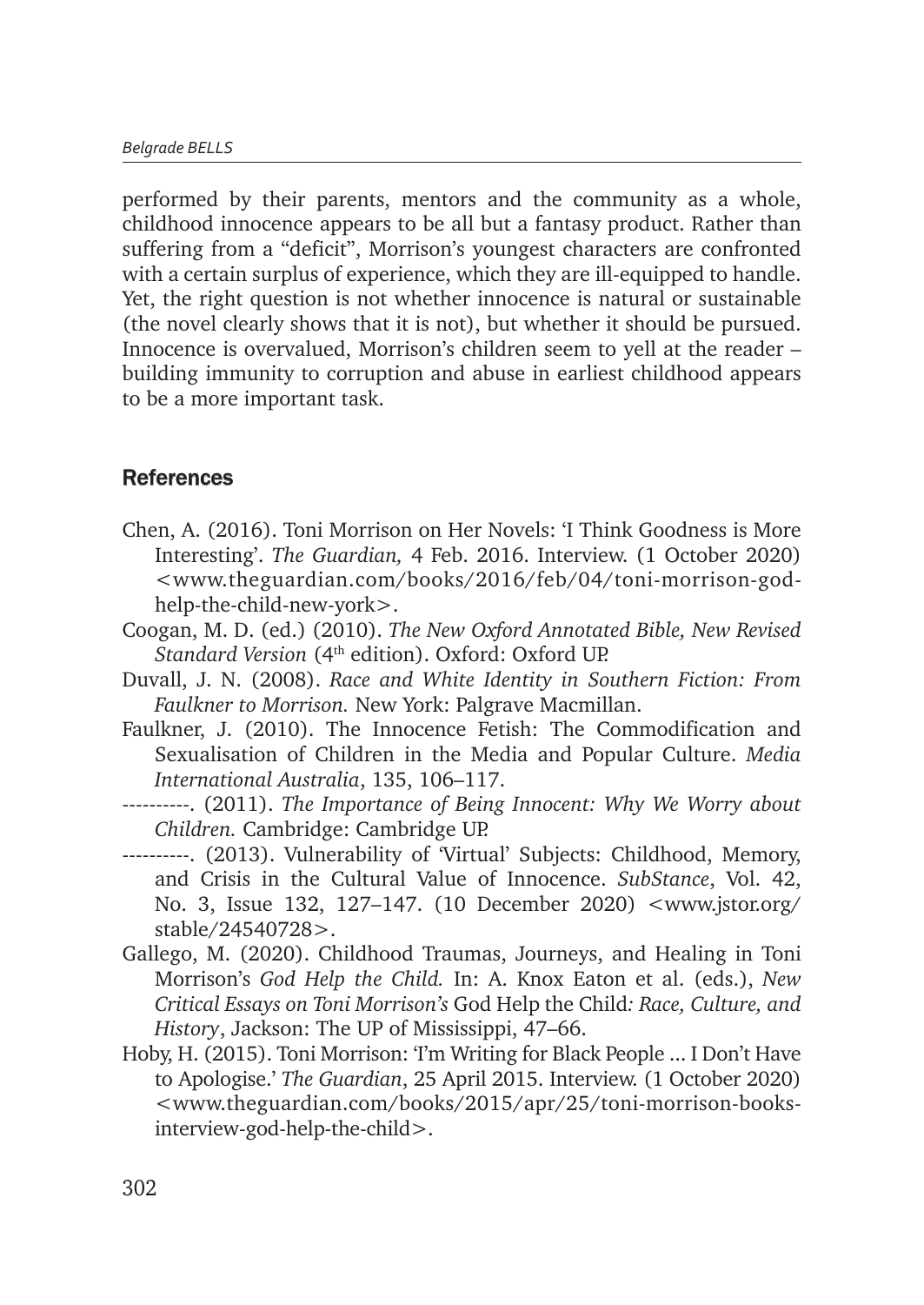performed by their parents, mentors and the community as a whole, childhood innocence appears to be all but a fantasy product. Rather than suffering from a "deficit", Morrison's youngest characters are confronted with a certain surplus of experience, which they are ill-equipped to handle. Yet, the right question is not whether innocence is natural or sustainable (the novel clearly shows that it is not), but whether it should be pursued. Innocence is overvalued, Morrison's children seem to yell at the reader – building immunity to corruption and abuse in earliest childhood appears to be a more important task.

## References

Chen, A. (2016). Toni Morrison on Her Novels: 'I Think Goodness is More Interesting'. *The Guardian,* 4 Feb. 2016. Interview. (1 October 2020) <www.theguardian.com/books/2016/feb/04/toni-morrison-god-help-the-child-new-york>.

Coogan, M. D. (ed.) (2010). *The New Oxford Annotated Bible, New Revised Standard Version* (4th edition). Oxford: Oxford UP.

Duvall, J. N. (2008). *Race and White Identity in Southern Fiction: From Faulkner to Morrison.* New York: Palgrave Macmillan.

Faulkner, J. (2010). The Innocence Fetish: The Commodification and Sexualisation of Children in the Media and Popular Culture. *Media International Australia*, 135, 106–117.

----------. (2011). *The Importance of Being Innocent: Why We Worry about Children.* Cambridge: Cambridge UP.

----------. (2013). Vulnerability of 'Virtual' Subjects: Childhood, Memory, and Crisis in the Cultural Value of Innocence. *SubStance*, Vol. 42, No. 3, Issue 132, 127–147. (10 December 2020) <www.jstor.org/stable/24540728>.

Gallego, M. (2020). Childhood Traumas, Journeys, and Healing in Toni Morrison's *God Help the Child.* In: A. Knox Eaton et al. (eds.), *New Critical Essays on Toni Morrison's* God Help the Child*: Race, Culture, and History*, Jackson: The UP of Mississippi, 47–66.

Hoby, H. (2015). Toni Morrison: 'I'm Writing for Black People ... I Don't Have to Apologise.' *The Guardian*, 25 April 2015. Interview. (1 October 2020) <www.theguardian.com/books/2015/apr/25/toni-morrison-books-interview-god-help-the-child>.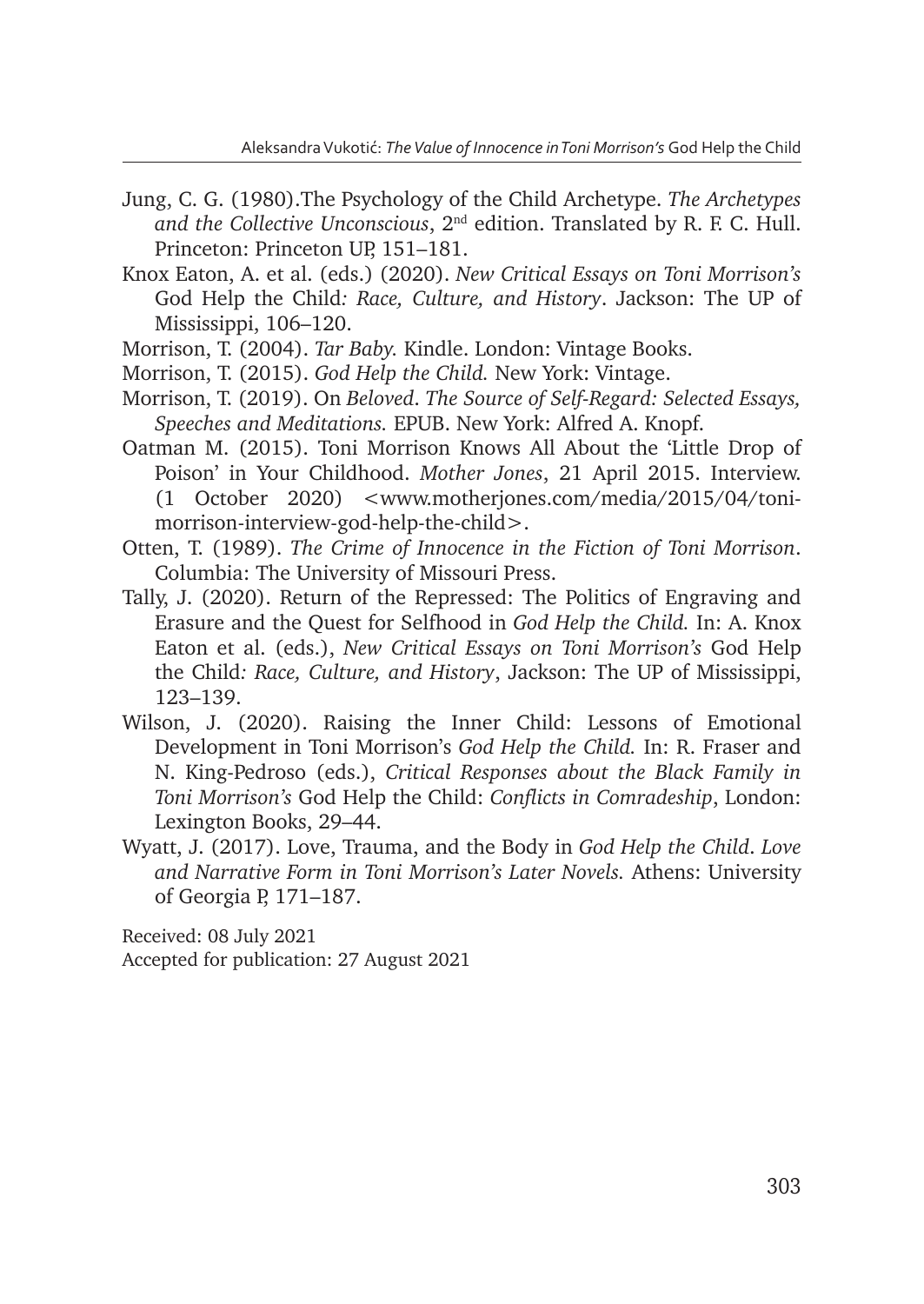Jung, C. G. (1980).The Psychology of the Child Archetype. *The Archetypes and the Collective Unconscious*, 2nd edition. Translated by R. F. C. Hull. Princeton: Princeton UP, 151–181.

Knox Eaton, A. et al. (eds.) (2020). *New Critical Essays on Toni Morrison's* God Help the Child*: Race, Culture, and History*. Jackson: The UP of Mississippi, 106–120.

Morrison, T. (2004). *Tar Baby.* Kindle. London: Vintage Books.

Morrison, T. (2015). *God Help the Child.* New York: Vintage.

Morrison, T. (2019). On *Beloved*. *The Source of Self-Regard: Selected Essays, Speeches and Meditations.* EPUB. New York: Alfred A. Knopf.

Oatman M. (2015). Toni Morrison Knows All About the 'Little Drop of Poison' in Your Childhood. *Mother Jones*, 21 April 2015. Interview. (1 October 2020) <www.motherjones.com/media/2015/04/toni-morrison-interview-god-help-the-child>.

Otten, T. (1989). *The Crime of Innocence in the Fiction of Toni Morrison*. Columbia: The University of Missouri Press.

Tally, J. (2020). Return of the Repressed: The Politics of Engraving and Erasure and the Quest for Selfhood in *God Help the Child.* In: A. Knox Eaton et al. (eds.), *New Critical Essays on Toni Morrison's* God Help the Child*: Race, Culture, and History*, Jackson: The UP of Mississippi, 123–139.

Wilson, J. (2020). Raising the Inner Child: Lessons of Emotional Development in Toni Morrison's *God Help the Child.* In: R. Fraser and N. King-Pedroso (eds.), *Critical Responses about the Black Family in Toni Morrison's* God Help the Child: *Conflicts in Comradeship*, London: Lexington Books, 29–44.

Wyatt, J. (2017). Love, Trauma, and the Body in *God Help the Child*. *Love and Narrative Form in Toni Morrison's Later Novels.* Athens: University of Georgia P, 171–187.

Received: 08 July 2021
Accepted for publication: 27 August 2021